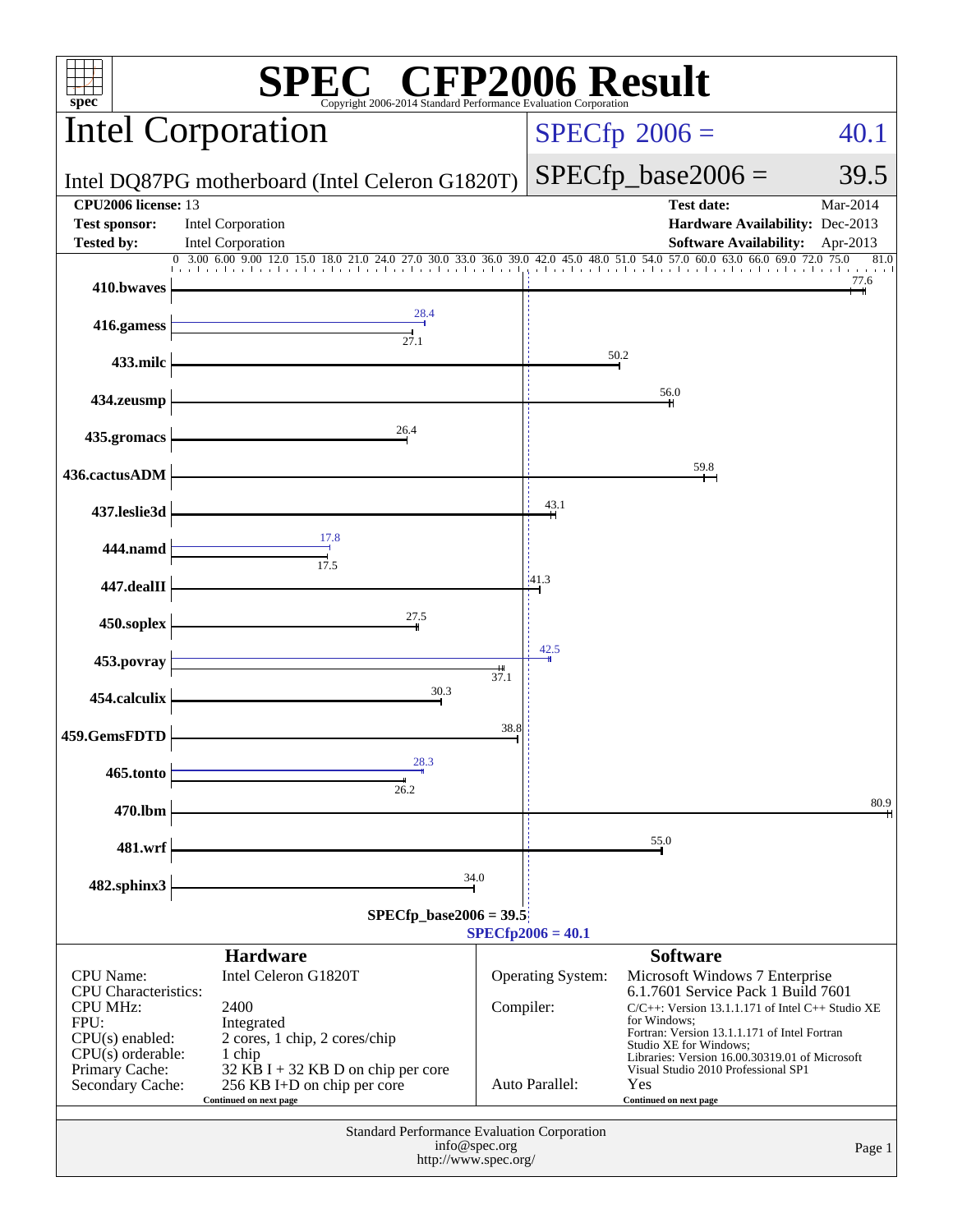# SPEC CFP2006 Result

Copyright 2006-2014 Standard Performance Evaluation Corporation

## Intel Corporation

Intel DQ87PG motherboard (Intel Celeron G1820T)

SPECfp 2006 = 40.1

SPECfp_base2006 = 39.5

| | | | |
|---|---|---|---|
| **CPU2006 license:** | 13 | **Test date:** | Mar-2014 |
| **Test sponsor:** | Intel Corporation | **Hardware Availability:** | Dec-2013 |
| **Tested by:** | Intel Corporation | **Software Availability:** | Apr-2013 |

| Benchmark | Peak | Base |
|---|---|---|
| 410.bwaves | | 77.6 |
| 416.gamess | 28.4 | 27.1 |
| 433.milc | | 50.2 |
| 434.zeusmp | | 56.0 |
| 435.gromacs | | 26.4 |
| 436.cactusADM | | 59.8 |
| 437.leslie3d | | 43.1 |
| 444.namd | 17.8 | 17.5 |
| 447.dealII | | 41.3 |
| 450.soplex | | 27.5 |
| 453.povray | 42.5 | 37.1 |
| 454.calculix | | 30.3 |
| 459.GemsFDTD | | 38.8 |
| 465.tonto | 28.3 | 26.2 |
| 470.lbm | | 80.9 |
| 481.wrf | | 55.0 |
| 482.sphinx3 | | 34.0 |

SPECfp_base2006 = 39.5

SPECfp2006 = 40.1

### Hardware

| | |
|---|---|
| CPU Name: | Intel Celeron G1820T |
| CPU Characteristics: | |
| CPU MHz: | 2400 |
| FPU: | Integrated |
| CPU(s) enabled: | 2 cores, 1 chip, 2 cores/chip |
| CPU(s) orderable: | 1 chip |
| Primary Cache: | 32 KB I + 32 KB D on chip per core |
| Secondary Cache: | 256 KB I+D on chip per core |

Continued on next page

### Software

| | |
|---|---|
| Operating System: | Microsoft Windows 7 Enterprise 6.1.7601 Service Pack 1 Build 7601 |
| Compiler: | C/C++: Version 13.1.1.171 of Intel C++ Studio XE for Windows; Fortran: Version 13.1.1.171 of Intel Fortran Studio XE for Windows; Libraries: Version 16.00.30319.01 of Microsoft Visual Studio 2010 Professional SP1 |
| Auto Parallel: | Yes |

Continued on next page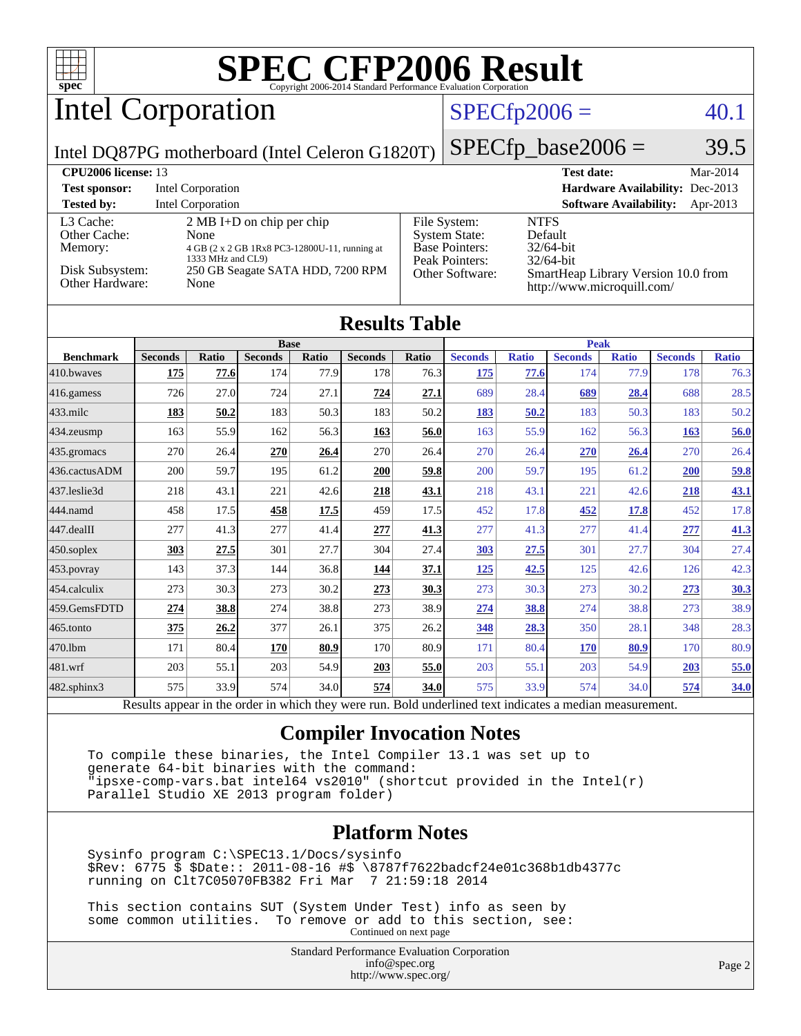# SPEC CFP2006 Result

Copyright 2006-2014 Standard Performance Evaluation Corporation

## Intel Corporation

Intel DQ87PG motherboard (Intel Celeron G1820T)

SPECfp2006 = 40.1

SPECfp_base2006 = 39.5

| | | | |
|---|---|---|---|
| **CPU2006 license:** 13 | | **Test date:** | Mar-2014 |
| **Test sponsor:** | Intel Corporation | **Hardware Availability:** | Dec-2013 |
| **Tested by:** | Intel Corporation | **Software Availability:** | Apr-2013 |

| | |
|---|---|
| L3 Cache: | 2 MB I+D on chip per chip |
| Other Cache: | None |
| Memory: | 4 GB (2 x 2 GB 1Rx8 PC3-12800U-11, running at 1333 MHz and CL9) |
| Disk Subsystem: | 250 GB Seagate SATA HDD, 7200 RPM |
| Other Hardware: | None |

| | |
|---|---|
| File System: | NTFS |
| System State: | Default |
| Base Pointers: | 32/64-bit |
| Peak Pointers: | 32/64-bit |
| Other Software: | SmartHeap Library Version 10.0 from http://www.microquill.com/ |

## Results Table

| Benchmark | Base | | | | | | Peak | | | | | |
|---|---|---|---|---|---|---|---|---|---|---|---|---|
| | Seconds | Ratio | Seconds | Ratio | Seconds | Ratio | Seconds | Ratio | Seconds | Ratio | Seconds | Ratio |
| 410.bwaves | **175** | **77.6** | 174 | 77.9 | 178 | 76.3 | **175** | **77.6** | 174 | 77.9 | 178 | 76.3 |
| 416.gamess | 726 | 27.0 | 724 | 27.1 | **724** | **27.1** | 689 | 28.4 | **689** | **28.4** | 688 | 28.5 |
| 433.milc | **183** | **50.2** | 183 | 50.3 | 183 | 50.2 | **183** | **50.2** | 183 | 50.3 | 183 | 50.2 |
| 434.zeusmp | 163 | 55.9 | 162 | 56.3 | **163** | **56.0** | 163 | 55.9 | 162 | 56.3 | **163** | **56.0** |
| 435.gromacs | 270 | 26.4 | **270** | **26.4** | 270 | 26.4 | 270 | 26.4 | **270** | **26.4** | 270 | 26.4 |
| 436.cactusADM | 200 | 59.7 | 195 | 61.2 | **200** | **59.8** | 200 | 59.7 | 195 | 61.2 | **200** | **59.8** |
| 437.leslie3d | 218 | 43.1 | 221 | 42.6 | **218** | **43.1** | 218 | 43.1 | 221 | 42.6 | **218** | **43.1** |
| 444.namd | 458 | 17.5 | **458** | **17.5** | 459 | 17.5 | 452 | 17.8 | **452** | **17.8** | 452 | 17.8 |
| 447.dealII | 277 | 41.3 | 277 | 41.4 | **277** | **41.3** | 277 | 41.3 | 277 | 41.4 | **277** | **41.3** |
| 450.soplex | **303** | **27.5** | 301 | 27.7 | 304 | 27.4 | **303** | **27.5** | 301 | 27.7 | 304 | 27.4 |
| 453.povray | 143 | 37.3 | 144 | 36.8 | **144** | **37.1** | **125** | **42.5** | 125 | 42.6 | 126 | 42.3 |
| 454.calculix | 273 | 30.3 | 273 | 30.2 | **273** | **30.3** | 273 | 30.3 | 273 | 30.2 | **273** | **30.3** |
| 459.GemsFDTD | **274** | **38.8** | 274 | 38.8 | 273 | 38.9 | **274** | **38.8** | 274 | 38.8 | 273 | 38.9 |
| 465.tonto | **375** | **26.2** | 377 | 26.1 | 375 | 26.2 | **348** | **28.3** | 350 | 28.1 | 348 | 28.3 |
| 470.lbm | 171 | 80.4 | **170** | **80.9** | 170 | 80.9 | 171 | 80.4 | **170** | **80.9** | 170 | 80.9 |
| 481.wrf | 203 | 55.1 | 203 | 54.9 | **203** | **55.0** | 203 | 55.1 | 203 | 54.9 | **203** | **55.0** |
| 482.sphinx3 | 575 | 33.9 | 574 | 34.0 | **574** | **34.0** | 575 | 33.9 | 574 | 34.0 | **574** | **34.0** |

Results appear in the order in which they were run. Bold underlined text indicates a median measurement.

## Compiler Invocation Notes

```
To compile these binaries, the Intel Compiler 13.1 was set up to
generate 64-bit binaries with the command:
"ipsxe-comp-vars.bat intel64 vs2010" (shortcut provided in the Intel(r)
Parallel Studio XE 2013 program folder)
```

## Platform Notes

```
Sysinfo program C:\SPEC13.1/Docs/sysinfo
$Rev: 6775 $ $Date:: 2011-08-16 #$ \8787f7622badcf24e01c368b1db4377c
running on Clt7C05070FB382 Fri Mar  7 21:59:18 2014

This section contains SUT (System Under Test) info as seen by
some common utilities.  To remove or add to this section, see:
```

Continued on next page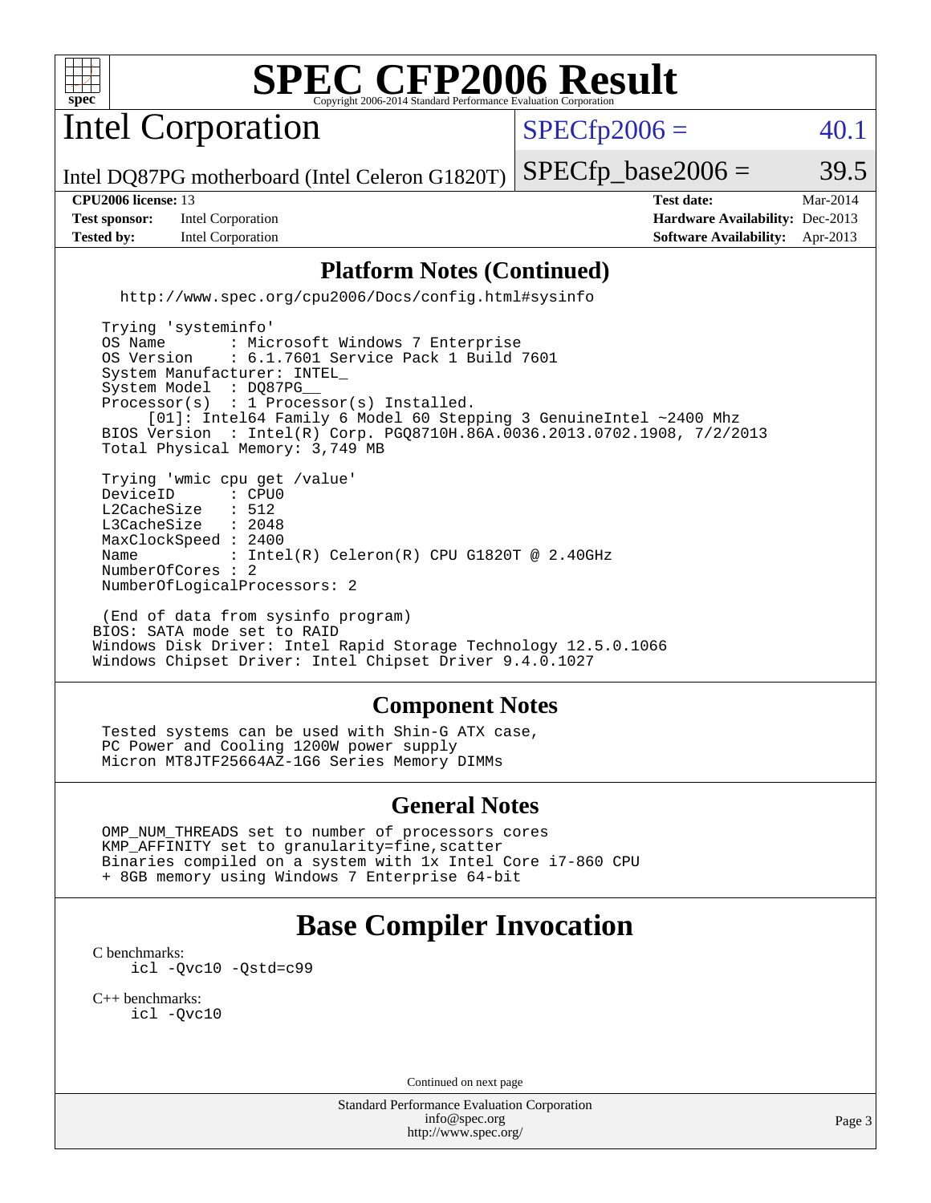# SPEC CFP2006 Result

Copyright 2006-2014 Standard Performance Evaluation Corporation

## Intel Corporation

Intel DQ87PG motherboard (Intel Celeron G1820T)

SPECfp2006 = 40.1

SPECfp_base2006 = 39.5

| | | | |
|---|---|---|---|
| **CPU2006 license:** 13 | | **Test date:** | Mar-2014 |
| **Test sponsor:** | Intel Corporation | **Hardware Availability:** | Dec-2013 |
| **Tested by:** | Intel Corporation | **Software Availability:** | Apr-2013 |

### Platform Notes (Continued)

```
   http://www.spec.org/cpu2006/Docs/config.html#sysinfo

 Trying 'systeminfo'
 OS Name        : Microsoft Windows 7 Enterprise
 OS Version     : 6.1.7601 Service Pack 1 Build 7601
 System Manufacturer: INTEL_
 System Model   : DQ87PG__
 Processor(s)   : 1 Processor(s) Installed.
      [01]: Intel64 Family 6 Model 60 Stepping 3 GenuineIntel ~2400 Mhz
 BIOS Version   : Intel(R) Corp. PGQ8710H.86A.0036.2013.0702.1908, 7/2/2013
 Total Physical Memory: 3,749 MB

 Trying 'wmic cpu get /value'
 DeviceID       : CPU0
 L2CacheSize    : 512
 L3CacheSize    : 2048
 MaxClockSpeed  : 2400
 Name           : Intel(R) Celeron(R) CPU G1820T @ 2.40GHz
 NumberOfCores  : 2
 NumberOfLogicalProcessors: 2

 (End of data from sysinfo program)
BIOS: SATA mode set to RAID
Windows Disk Driver: Intel Rapid Storage Technology 12.5.0.1066
Windows Chipset Driver: Intel Chipset Driver 9.4.0.1027
```

### Component Notes

Tested systems can be used with Shin-G ATX case,
PC Power and Cooling 1200W power supply
Micron MT8JTF25664AZ-1G6 Series Memory DIMMs

### General Notes

OMP_NUM_THREADS set to number of processors cores
KMP_AFFINITY set to granularity=fine,scatter
Binaries compiled on a system with 1x Intel Core i7-860 CPU
+ 8GB memory using Windows 7 Enterprise 64-bit

## Base Compiler Invocation

C benchmarks:
    icl -Qvc10 -Qstd=c99

C++ benchmarks:
    icl -Qvc10

Continued on next page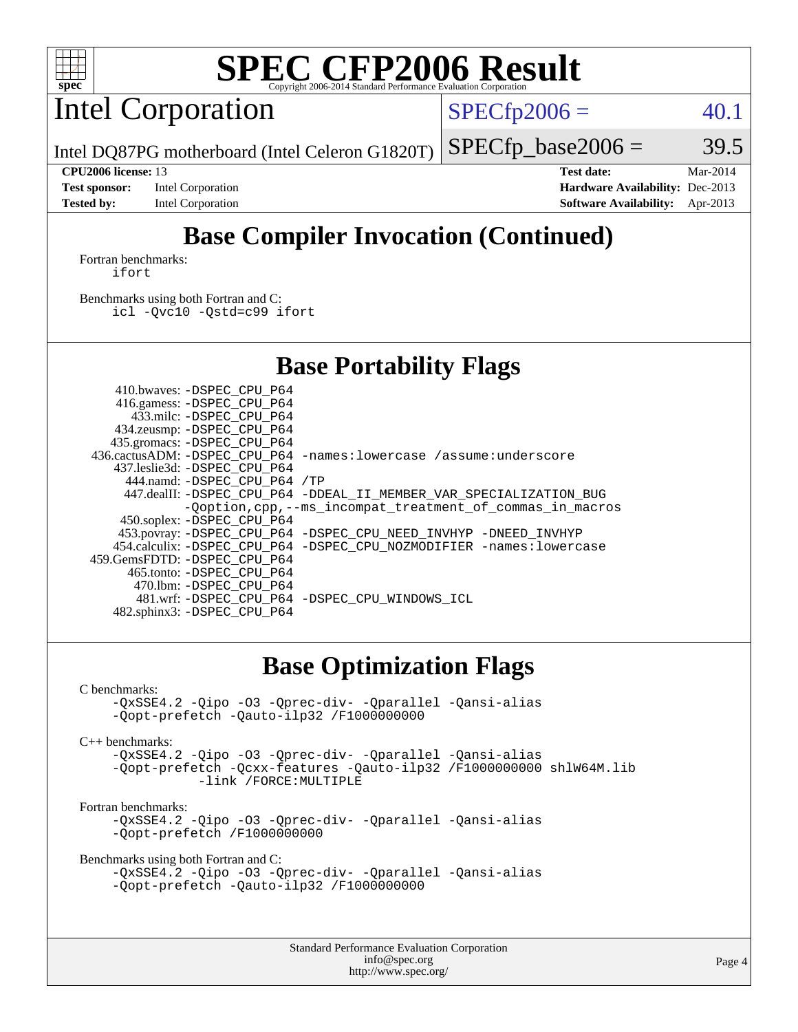# SPEC CFP2006 Result

Copyright 2006-2014 Standard Performance Evaluation Corporation

## Intel Corporation

Intel DQ87PG motherboard (Intel Celeron G1820T)

SPECfp2006 = 40.1

SPECfp_base2006 = 39.5

| | | | |
|---|---|---|---|
| **CPU2006 license:** 13 | | **Test date:** | Mar-2014 |
| **Test sponsor:** | Intel Corporation | **Hardware Availability:** | Dec-2013 |
| **Tested by:** | Intel Corporation | **Software Availability:** | Apr-2013 |

## Base Compiler Invocation (Continued)

Fortran benchmarks:

```
ifort
```

Benchmarks using both Fortran and C:

```
icl -Qvc10 -Qstd=c99 ifort
```

## Base Portability Flags

| Benchmark | Flags |
|---|---|
| 410.bwaves: | -DSPEC_CPU_P64 |
| 416.gamess: | -DSPEC_CPU_P64 |
| 433.milc: | -DSPEC_CPU_P64 |
| 434.zeusmp: | -DSPEC_CPU_P64 |
| 435.gromacs: | -DSPEC_CPU_P64 |
| 436.cactusADM: | -DSPEC_CPU_P64 -names:lowercase /assume:underscore |
| 437.leslie3d: | -DSPEC_CPU_P64 |
| 444.namd: | -DSPEC_CPU_P64 /TP |
| 447.dealII: | -DSPEC_CPU_P64 -DDEAL_II_MEMBER_VAR_SPECIALIZATION_BUG -Qoption,cpp,--ms_incompat_treatment_of_commas_in_macros |
| 450.soplex: | -DSPEC_CPU_P64 |
| 453.povray: | -DSPEC_CPU_P64 -DSPEC_CPU_NEED_INVHYP -DNEED_INVHYP |
| 454.calculix: | -DSPEC_CPU_P64 -DSPEC_CPU_NOZMODIFIER -names:lowercase |
| 459.GemsFDTD: | -DSPEC_CPU_P64 |
| 465.tonto: | -DSPEC_CPU_P64 |
| 470.lbm: | -DSPEC_CPU_P64 |
| 481.wrf: | -DSPEC_CPU_P64 -DSPEC_CPU_WINDOWS_ICL |
| 482.sphinx3: | -DSPEC_CPU_P64 |

## Base Optimization Flags

C benchmarks:

```
-QxSSE4.2 -Qipo -O3 -Qprec-div- -Qparallel -Qansi-alias
-Qopt-prefetch -Qauto-ilp32 /F1000000000
```

C++ benchmarks:

```
-QxSSE4.2 -Qipo -O3 -Qprec-div- -Qparallel -Qansi-alias
-Qopt-prefetch -Qcxx-features -Qauto-ilp32 /F1000000000 shlW64M.lib
        -link /FORCE:MULTIPLE
```

Fortran benchmarks:

```
-QxSSE4.2 -Qipo -O3 -Qprec-div- -Qparallel -Qansi-alias
-Qopt-prefetch /F1000000000
```

Benchmarks using both Fortran and C:

```
-QxSSE4.2 -Qipo -O3 -Qprec-div- -Qparallel -Qansi-alias
-Qopt-prefetch -Qauto-ilp32 /F1000000000
```

Standard Performance Evaluation Corporation
info@spec.org
http://www.spec.org/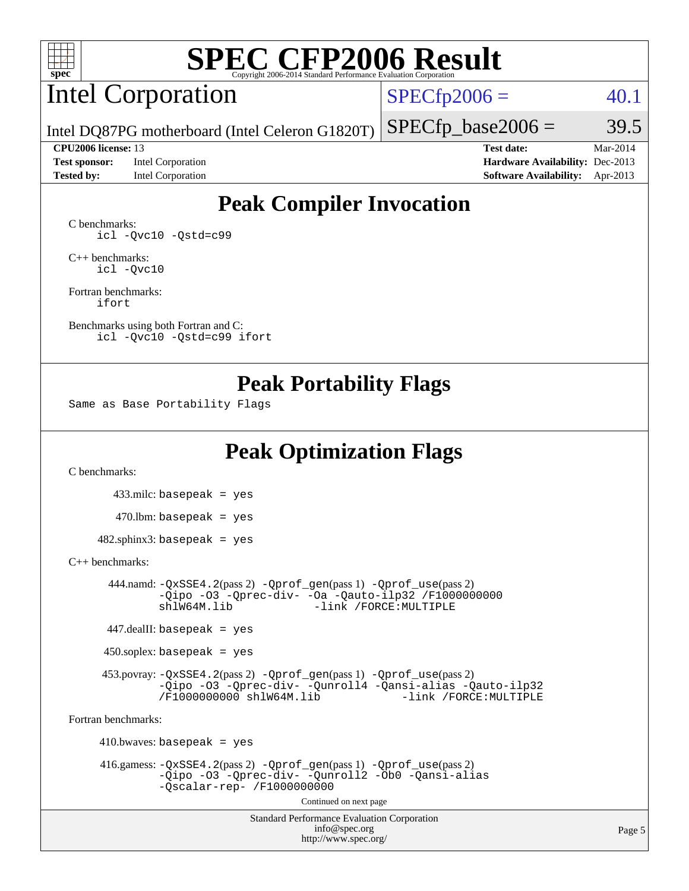# SPEC CFP2006 Result

Copyright 2006-2014 Standard Performance Evaluation Corporation

## Intel Corporation

Intel DQ87PG motherboard (Intel Celeron G1820T)

SPECfp2006 = 40.1

SPECfp_base2006 = 39.5

| | | | |
|---|---|---|---|
| **CPU2006 license:** 13 | | **Test date:** | Mar-2014 |
| **Test sponsor:** | Intel Corporation | **Hardware Availability:** | Dec-2013 |
| **Tested by:** | Intel Corporation | **Software Availability:** | Apr-2013 |

## Peak Compiler Invocation

C benchmarks:

```
icl -Qvc10 -Qstd=c99
```

C++ benchmarks:

```
icl -Qvc10
```

Fortran benchmarks:

```
ifort
```

Benchmarks using both Fortran and C:

```
icl -Qvc10 -Qstd=c99 ifort
```

## Peak Portability Flags

Same as Base Portability Flags

## Peak Optimization Flags

C benchmarks:

433.milc: basepeak = yes

470.lbm: basepeak = yes

482.sphinx3: basepeak = yes

C++ benchmarks:

444.namd: -QxSSE4.2(pass 2) -Qprof_gen(pass 1) -Qprof_use(pass 2) -Qipo -O3 -Qprec-div- -Oa -Qauto-ilp32 /F1000000000 shlW64M.lib -link /FORCE:MULTIPLE

447.dealII: basepeak = yes

450.soplex: basepeak = yes

453.povray: -QxSSE4.2(pass 2) -Qprof_gen(pass 1) -Qprof_use(pass 2) -Qipo -O3 -Qprec-div- -Qunroll4 -Qansi-alias -Qauto-ilp32 /F1000000000 shlW64M.lib -link /FORCE:MULTIPLE

Fortran benchmarks:

410.bwaves: basepeak = yes

416.gamess: -QxSSE4.2(pass 2) -Qprof_gen(pass 1) -Qprof_use(pass 2) -Qipo -O3 -Qprec-div- -Qunroll2 -Ob0 -Qansi-alias -Qscalar-rep- /F1000000000

Continued on next page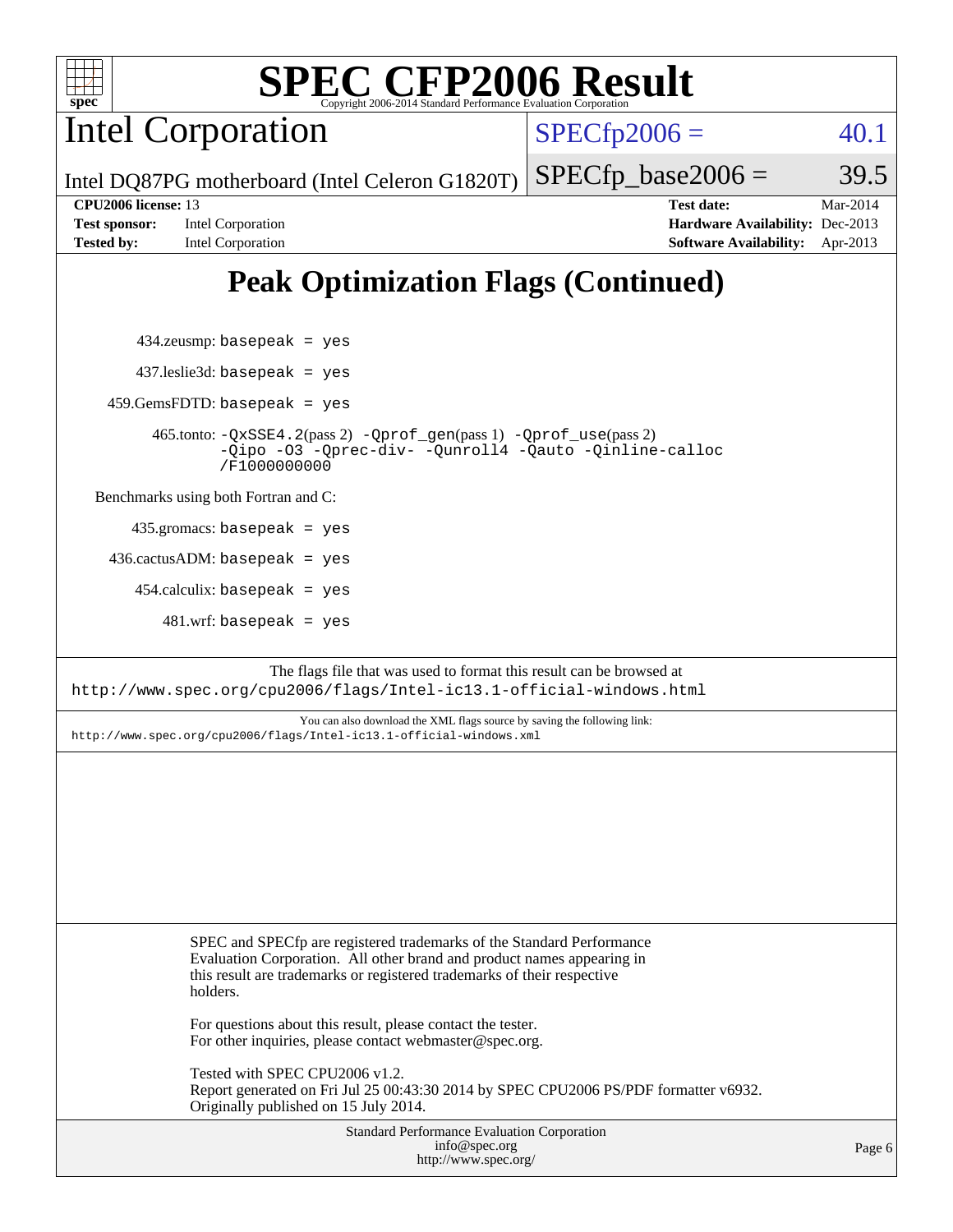# Peak Optimization Flags (Continued)

434.zeusmp: basepeak = yes

437.leslie3d: basepeak = yes

459.GemsFDTD: basepeak = yes

465.tonto: -QxSSE4.2(pass 2) -Qprof_gen(pass 1) -Qprof_use(pass 2) -Qipo -O3 -Qprec-div- -Qunroll4 -Qauto -Qinline-calloc /F1000000000

Benchmarks using both Fortran and C:

435.gromacs: basepeak = yes

436.cactusADM: basepeak = yes

454.calculix: basepeak = yes

481.wrf: basepeak = yes

The flags file that was used to format this result can be browsed at
http://www.spec.org/cpu2006/flags/Intel-ic13.1-official-windows.html

You can also download the XML flags source by saving the following link:
http://www.spec.org/cpu2006/flags/Intel-ic13.1-official-windows.xml

SPEC and SPECfp are registered trademarks of the Standard Performance Evaluation Corporation. All other brand and product names appearing in this result are trademarks or registered trademarks of their respective holders.

For questions about this result, please contact the tester.
For other inquiries, please contact webmaster@spec.org.

Tested with SPEC CPU2006 v1.2.
Report generated on Fri Jul 25 00:43:30 2014 by SPEC CPU2006 PS/PDF formatter v6932.
Originally published on 15 July 2014.